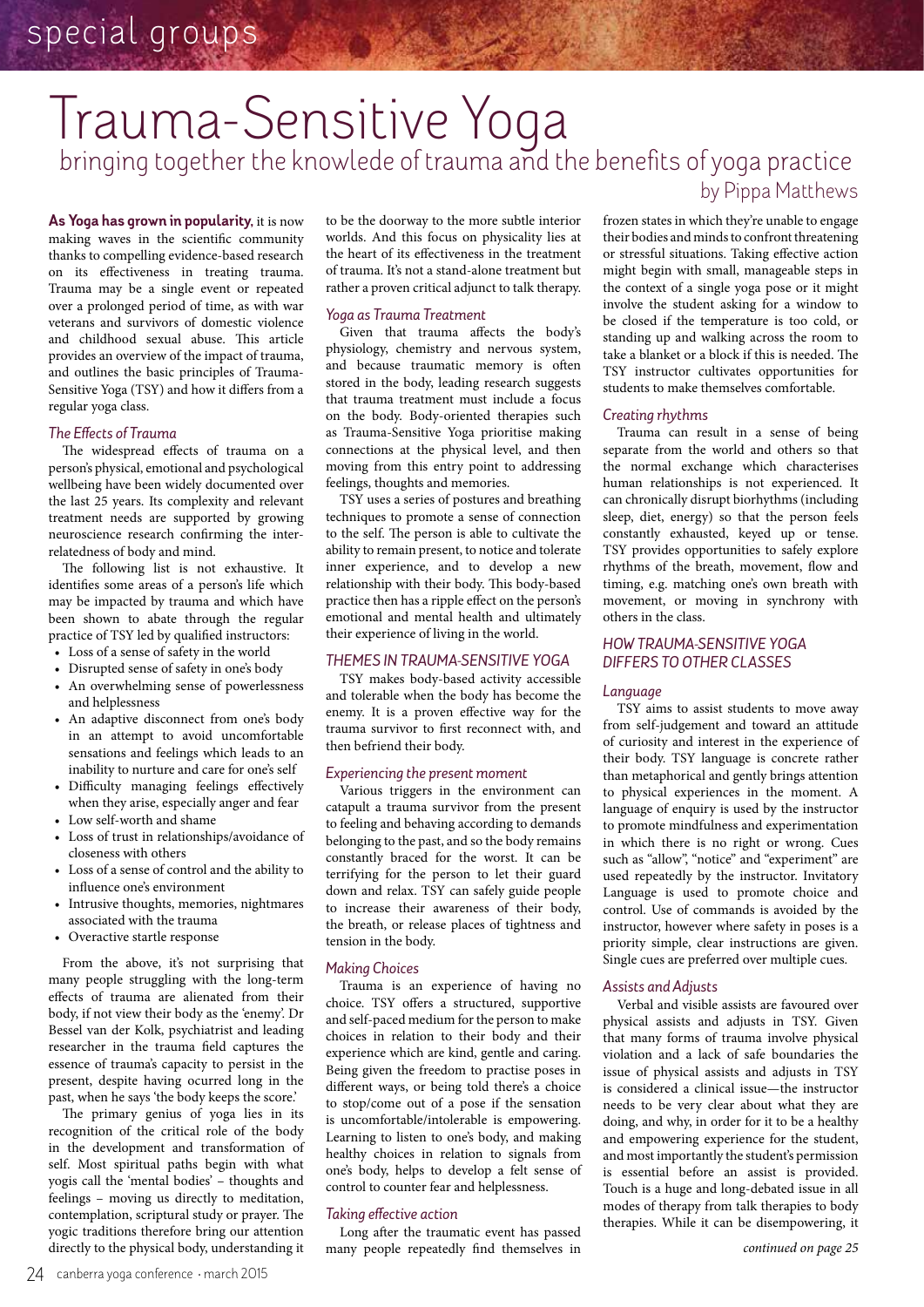# Trauma-Sensitive Yoga

## bringing together the knowlede of trauma and the benefits of yoga practice

by Pippa Matthews

**As Yoga has grown in popularity**, it is now making waves in the scientific community thanks to compelling evidence-based research on its effectiveness in treating trauma. Trauma may be a single event or repeated over a prolonged period of time, as with war veterans and survivors of domestic violence and childhood sexual abuse. This article provides an overview of the impact of trauma, and outlines the basic principles of Trauma-Sensitive Yoga (TSY) and how it differs from a regular yoga class.

### *The Effects of Trauma*

The widespread effects of trauma on a person's physical, emotional and psychological wellbeing have been widely documented over the last 25 years. Its complexity and relevant treatment needs are supported by growing neuroscience research confirming the inter-relatedness of body and mind.

The following list is not exhaustive. It identifies some areas of a person's life which may be impacted by trauma and which have been shown to abate through the regular practice of TSY led by qualified instructors:

- Loss of a sense of safety in the world
- Disrupted sense of safety in one's body
- An overwhelming sense of powerlessness and helplessness
- An adaptive disconnect from one's body in an attempt to avoid uncomfortable sensations and feelings which leads to an inability to nurture and care for one's self
- Difficulty managing feelings effectively when they arise, especially anger and fear
- Low self-worth and shame
- Loss of trust in relationships/avoidance of closeness with others
- Loss of a sense of control and the ability to influence one's environment
- Intrusive thoughts, memories, nightmares associated with the trauma
- Overactive startle response

From the above, it's not surprising that many people struggling with the long-term effects of trauma are alienated from their body, if not view their body as the 'enemy'. Dr Bessel van der Kolk, psychiatrist and leading researcher in the trauma field captures the essence of trauma's capacity to persist in the present, despite having ocurred long in the past, when he says 'the body keeps the score.'

The primary genius of yoga lies in its recognition of the critical role of the body in the development and transformation of self. Most spiritual paths begin with what yogis call the 'mental bodies' – thoughts and feelings – moving us directly to meditation, contemplation, scriptural study or prayer. The yogic traditions therefore bring our attention directly to the physical body, understanding it to be the doorway to the more subtle interior worlds. And this focus on physicality lies at the heart of its effectiveness in the treatment of trauma. It's not a stand-alone treatment but rather a proven critical adjunct to talk therapy.

### *Yoga as Trauma Treatment*

Given that trauma affects the body's physiology, chemistry and nervous system, and because traumatic memory is often stored in the body, leading research suggests that trauma treatment must include a focus on the body. Body-oriented therapies such as Trauma-Sensitive Yoga prioritise making connections at the physical level, and then moving from this entry point to addressing feelings, thoughts and memories.

TSY uses a series of postures and breathing techniques to promote a sense of connection to the self. The person is able to cultivate the ability to remain present, to notice and tolerate inner experience, and to develop a new relationship with their body. This body-based practice then has a ripple effect on the person's emotional and mental health and ultimately their experience of living in the world.

## THEMES IN TRAUMA-SENSITIVE YOGA

TSY makes body-based activity accessible and tolerable when the body has become the enemy. It is a proven effective way for the trauma survivor to first reconnect with, and then befriend their body.

### *Experiencing the present moment*

Various triggers in the environment can catapult a trauma survivor from the present to feeling and behaving according to demands belonging to the past, and so the body remains constantly braced for the worst. It can be terrifying for the person to let their guard down and relax. TSY can safely guide people to increase their awareness of their body, the breath, or release places of tightness and tension in the body.

### *Making Choices*

Trauma is an experience of having no choice. TSY offers a structured, supportive and self-paced medium for the person to make choices in relation to their body and their experience which are kind, gentle and caring. Being given the freedom to practise poses in different ways, or being told there's a choice to stop/come out of a pose if the sensation is uncomfortable/intolerable is empowering. Learning to listen to one's body, and making healthy choices in relation to signals from one's body, helps to develop a felt sense of control to counter fear and helplessness.

### *Taking effective action*

Long after the traumatic event has passed many people repeatedly find themselves in frozen states in which they're unable to engage their bodies and minds to confront threatening or stressful situations. Taking effective action might begin with small, manageable steps in the context of a single yoga pose or it might involve the student asking for a window to be closed if the temperature is too cold, or standing up and walking across the room to take a blanket or a block if this is needed. The TSY instructor cultivates opportunities for students to make themselves comfortable.

### *Creating rhythms*

Trauma can result in a sense of being separate from the world and others so that the normal exchange which characterises human relationships is not experienced. It can chronically disrupt biorhythms (including sleep, diet, energy) so that the person feels constantly exhausted, keyed up or tense. TSY provides opportunities to safely explore rhythms of the breath, movement, flow and timing, e.g. matching one's own breath with movement, or moving in synchrony with others in the class.

## HOW TRAUMA-SENSITIVE YOGA DIFFERS TO OTHER CLASSES

### *Language*

TSY aims to assist students to move away from self-judgement and toward an attitude of curiosity and interest in the experience of their body. TSY language is concrete rather than metaphorical and gently brings attention to physical experiences in the moment. A language of enquiry is used by the instructor to promote mindfulness and experimentation in which there is no right or wrong. Cues such as "allow", "notice" and "experiment" are used repeatedly by the instructor. Invitatory Language is used to promote choice and control. Use of commands is avoided by the instructor, however where safety in poses is a priority simple, clear instructions are given. Single cues are preferred over multiple cues.

### *Assists and Adjusts*

Verbal and visible assists are favoured over physical assists and adjusts in TSY. Given that many forms of trauma involve physical violation and a lack of safe boundaries the issue of physical assists and adjusts in TSY is considered a clinical issue—the instructor needs to be very clear about what they are doing, and why, in order for it to be a healthy and empowering experience for the student, and most importantly the student's permission is essential before an assist is provided. Touch is a huge and long-debated issue in all modes of therapy from talk therapies to body therapies. While it can be disempowering, it

*continued on page 25*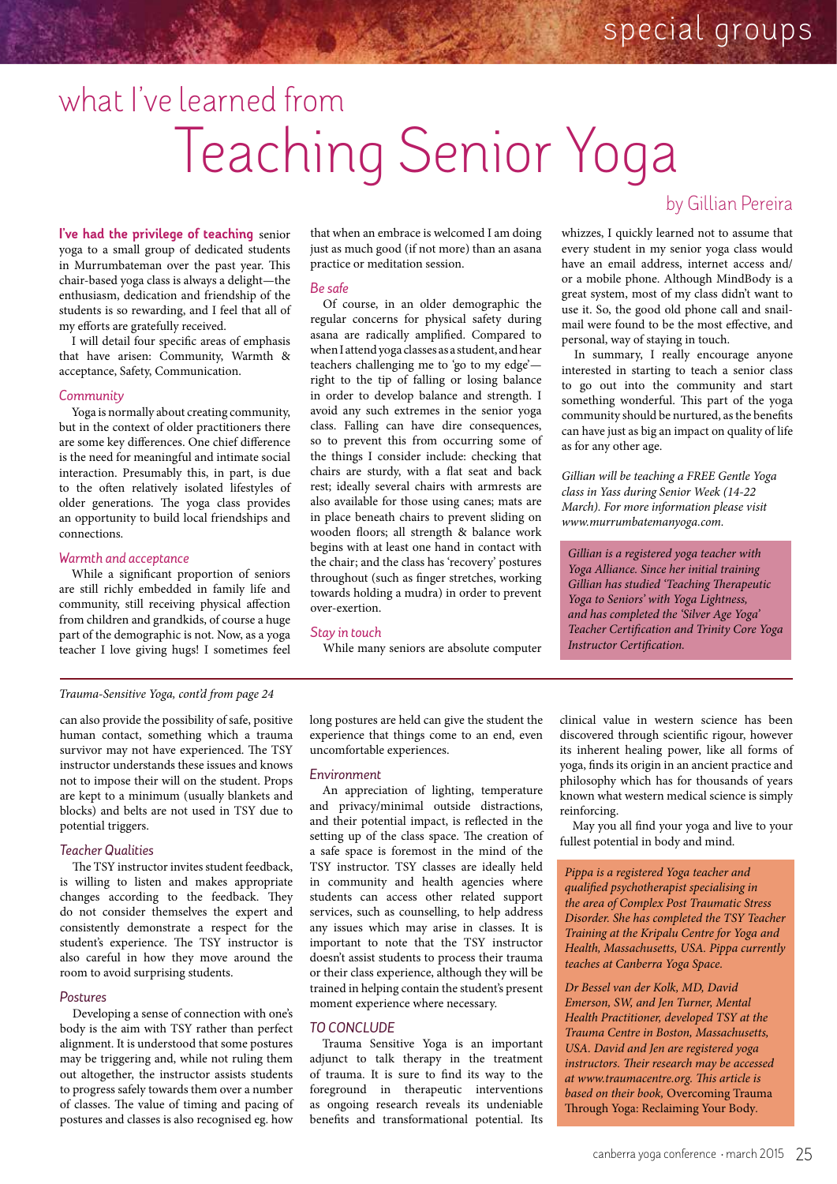# what I've learned from Teaching Senior Yoga

by Gillian Pereira

**I've had the privilege of teaching** senior yoga to a small group of dedicated students in Murrumbateman over the past year. This chair-based yoga class is always a delight—the enthusiasm, dedication and friendship of the students is so rewarding, and I feel that all of my efforts are gratefully received.

I will detail four specific areas of emphasis that have arisen: Community, Warmth & acceptance, Safety, Communication.

### *Community*

Yoga is normally about creating community, but in the context of older practitioners there are some key differences. One chief difference is the need for meaningful and intimate social interaction. Presumably this, in part, is due to the often relatively isolated lifestyles of older generations. The yoga class provides an opportunity to build local friendships and connections.

### *Warmth and acceptance*

While a significant proportion of seniors are still richly embedded in family life and community, still receiving physical affection from children and grandkids, of course a huge part of the demographic is not. Now, as a yoga teacher I love giving hugs! I sometimes feel that when an embrace is welcomed I am doing just as much good (if not more) than an asana practice or meditation session.

### *Be safe*

Of course, in an older demographic the regular concerns for physical safety during asana are radically amplified. Compared to when I attend yoga classes as a student, and hear teachers challenging me to 'go to my edge'—right to the tip of falling or losing balance in order to develop balance and strength. I avoid any such extremes in the senior yoga class. Falling can have dire consequences, so to prevent this from occurring some of the things I consider include: checking that chairs are sturdy, with a flat seat and back rest; ideally several chairs with armrests are also available for those using canes; mats are in place beneath chairs to prevent sliding on wooden floors; all strength & balance work begins with at least one hand in contact with the chair; and the class has 'recovery' postures throughout (such as finger stretches, working towards holding a mudra) in order to prevent over-exertion.

### *Stay in touch*

While many seniors are absolute computer whizzes, I quickly learned not to assume that every student in my senior yoga class would have an email address, internet access and/or a mobile phone. Although MindBody is a great system, most of my class didn't want to use it. So, the good old phone call and snail-mail were found to be the most effective, and personal, way of staying in touch.

In summary, I really encourage anyone interested in starting to teach a senior class to go out into the community and start something wonderful. This part of the yoga community should be nurtured, as the benefits can have just as big an impact on quality of life as for any other age.

*Gillian will be teaching a FREE Gentle Yoga class in Yass during Senior Week (14-22 March). For more information please visit www.murrumbatemanyoga.com.*

*Gillian is a registered yoga teacher with Yoga Alliance. Since her initial training Gillian has studied 'Teaching Therapeutic Yoga to Seniors' with Yoga Lightness, and has completed the 'Silver Age Yoga' Teacher Certification and Trinity Core Yoga Instructor Certification.*

---

*Trauma-Sensitive Yoga, cont'd from page 24*

can also provide the possibility of safe, positive human contact, something which a trauma survivor may not have experienced. The TSY instructor understands these issues and knows not to impose their will on the student. Props are kept to a minimum (usually blankets and blocks) and belts are not used in TSY due to potential triggers.

### *Teacher Qualities*

The TSY instructor invites student feedback, is willing to listen and makes appropriate changes according to the feedback. They do not consider themselves the expert and consistently demonstrate a respect for the student's experience. The TSY instructor is also careful in how they move around the room to avoid surprising students.

### *Postures*

Developing a sense of connection with one's body is the aim with TSY rather than perfect alignment. It is recognised that some postures may be triggering and, while not ruling them out altogether, the instructor assists students to progress safely towards them over a number of classes. The value of timing and pacing of postures and classes is also recognised eg. how long postures are held can give the student the experience that things come to an end, even uncomfortable experiences.

### *Environment*

An appreciation of lighting, temperature and privacy/minimal outside distractions, and their potential impact, is reflected in the setting up of the class space. The creation of a safe space is foremost in the mind of the TSY instructor. TSY classes are ideally held in community and health agencies where students can access other related support services, such as counselling, to help address any issues which may arise in classes. It is important to note that the TSY instructor doesn't assist students to process their trauma or their class experience, although they will be trained in helping contain the student's present moment experience where necessary.

### *TO CONCLUDE*

Trauma Sensitive Yoga is an important adjunct to talk therapy in the treatment of trauma. It is sure to find its way to the foreground in therapeutic interventions as ongoing research reveals its undeniable benefits and transformational potential. Its clinical value in western science has been developed through scientific rigour, however its inherent healing power, like all forms of yoga, finds its origin in an ancient practice and philosophy which has for thousands of years known what western medical science is simply reinforcing.

May you all find your yoga and live to your fullest potential in body and mind.

*Pippa is a registered Yoga teacher and qualified psychotherapist specialising in the area of Complex Post Traumatic Stress Disorder. She has completed the TSY Teacher Training at the Kripalu Centre for Yoga and Health, Massachusetts, USA. Pippa currently teaches at Canberra Yoga Space.*

*Dr Bessel van der Kolk, MD, David Emerson, SW, and Jen Turner, Mental Health Practitioner, developed TSY at the Trauma Centre in Boston, Massachusetts, USA. David and Jen are registered yoga instructors. Their research may be accessed at www.traumacentre.org. This article is based on their book,* Overcoming Trauma Through Yoga: Reclaiming Your Body.